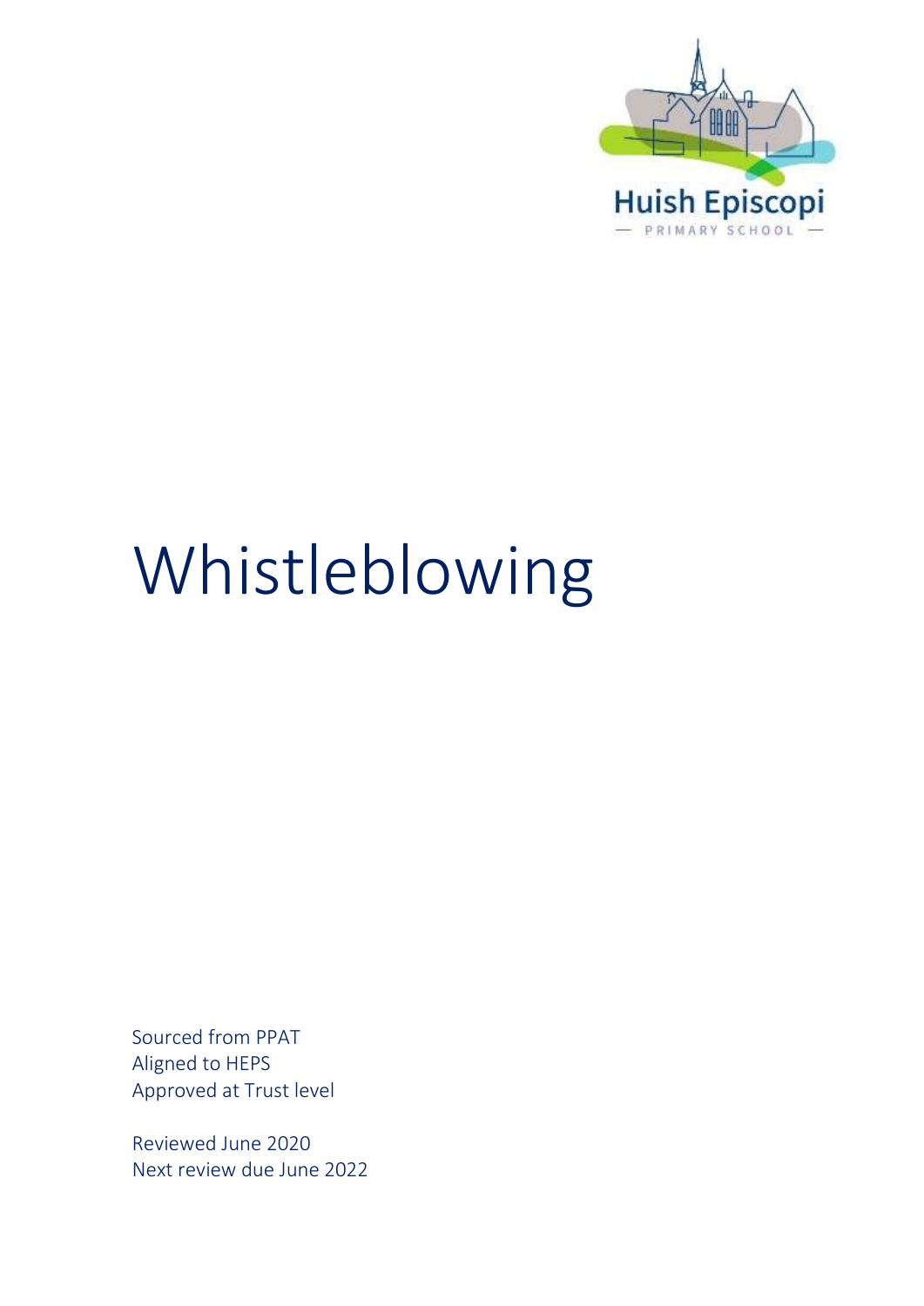Huish Episcopi

— PRIMARY SCHOOL —

# Whistleblowing

Sourced from PPAT
Aligned to HEPS
Approved at Trust level

Reviewed June 2020
Next review due June 2022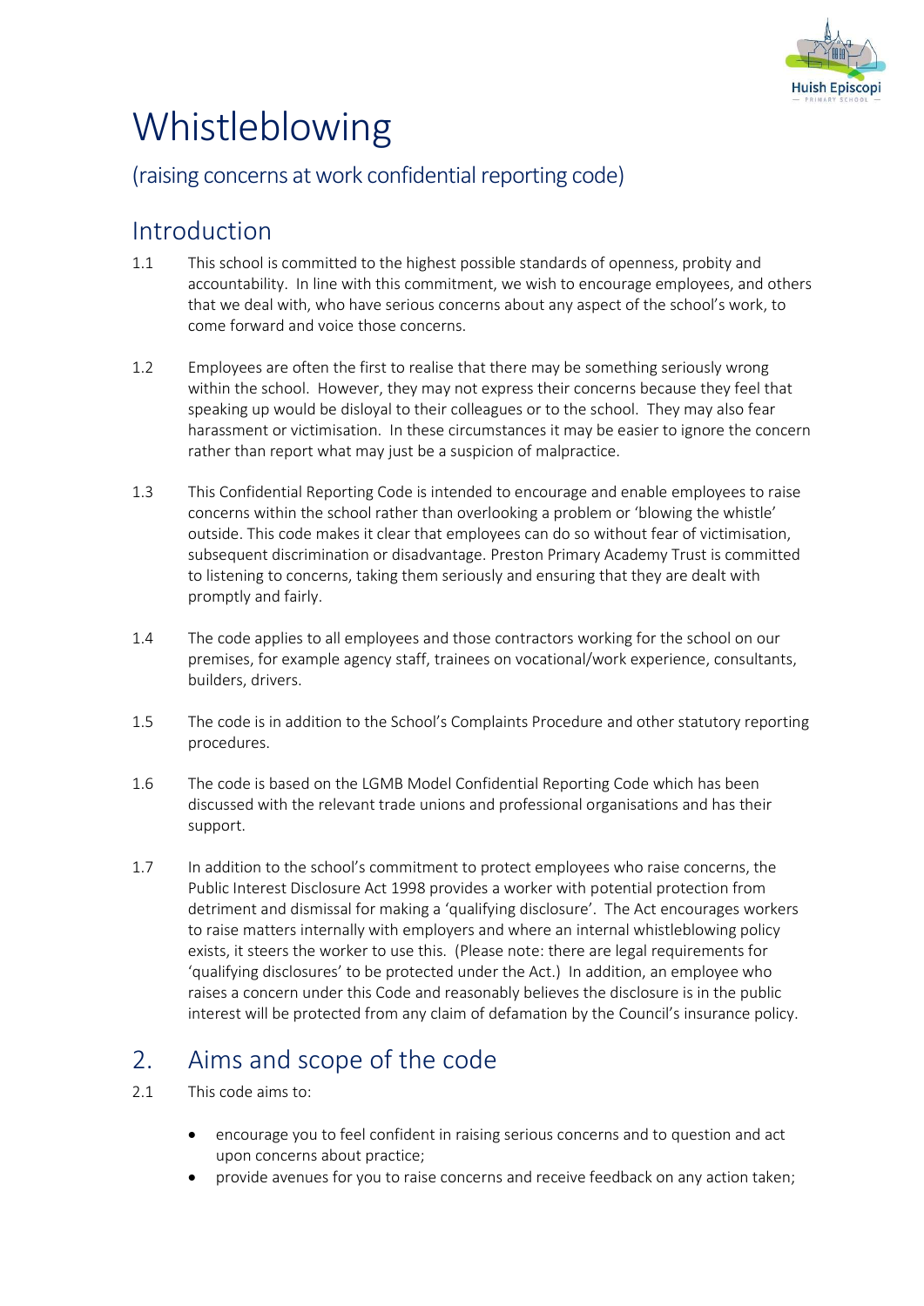# Whistleblowing

## (raising concerns at work confidential reporting code)

## Introduction

1.1 This school is committed to the highest possible standards of openness, probity and accountability. In line with this commitment, we wish to encourage employees, and others that we deal with, who have serious concerns about any aspect of the school's work, to come forward and voice those concerns.

1.2 Employees are often the first to realise that there may be something seriously wrong within the school. However, they may not express their concerns because they feel that speaking up would be disloyal to their colleagues or to the school. They may also fear harassment or victimisation. In these circumstances it may be easier to ignore the concern rather than report what may just be a suspicion of malpractice.

1.3 This Confidential Reporting Code is intended to encourage and enable employees to raise concerns within the school rather than overlooking a problem or 'blowing the whistle' outside. This code makes it clear that employees can do so without fear of victimisation, subsequent discrimination or disadvantage. Preston Primary Academy Trust is committed to listening to concerns, taking them seriously and ensuring that they are dealt with promptly and fairly.

1.4 The code applies to all employees and those contractors working for the school on our premises, for example agency staff, trainees on vocational/work experience, consultants, builders, drivers.

1.5 The code is in addition to the School's Complaints Procedure and other statutory reporting procedures.

1.6 The code is based on the LGMB Model Confidential Reporting Code which has been discussed with the relevant trade unions and professional organisations and has their support.

1.7 In addition to the school's commitment to protect employees who raise concerns, the Public Interest Disclosure Act 1998 provides a worker with potential protection from detriment and dismissal for making a 'qualifying disclosure'. The Act encourages workers to raise matters internally with employers and where an internal whistleblowing policy exists, it steers the worker to use this. (Please note: there are legal requirements for 'qualifying disclosures' to be protected under the Act.) In addition, an employee who raises a concern under this Code and reasonably believes the disclosure is in the public interest will be protected from any claim of defamation by the Council's insurance policy.

## 2. Aims and scope of the code

2.1 This code aims to:

- encourage you to feel confident in raising serious concerns and to question and act upon concerns about practice;
- provide avenues for you to raise concerns and receive feedback on any action taken;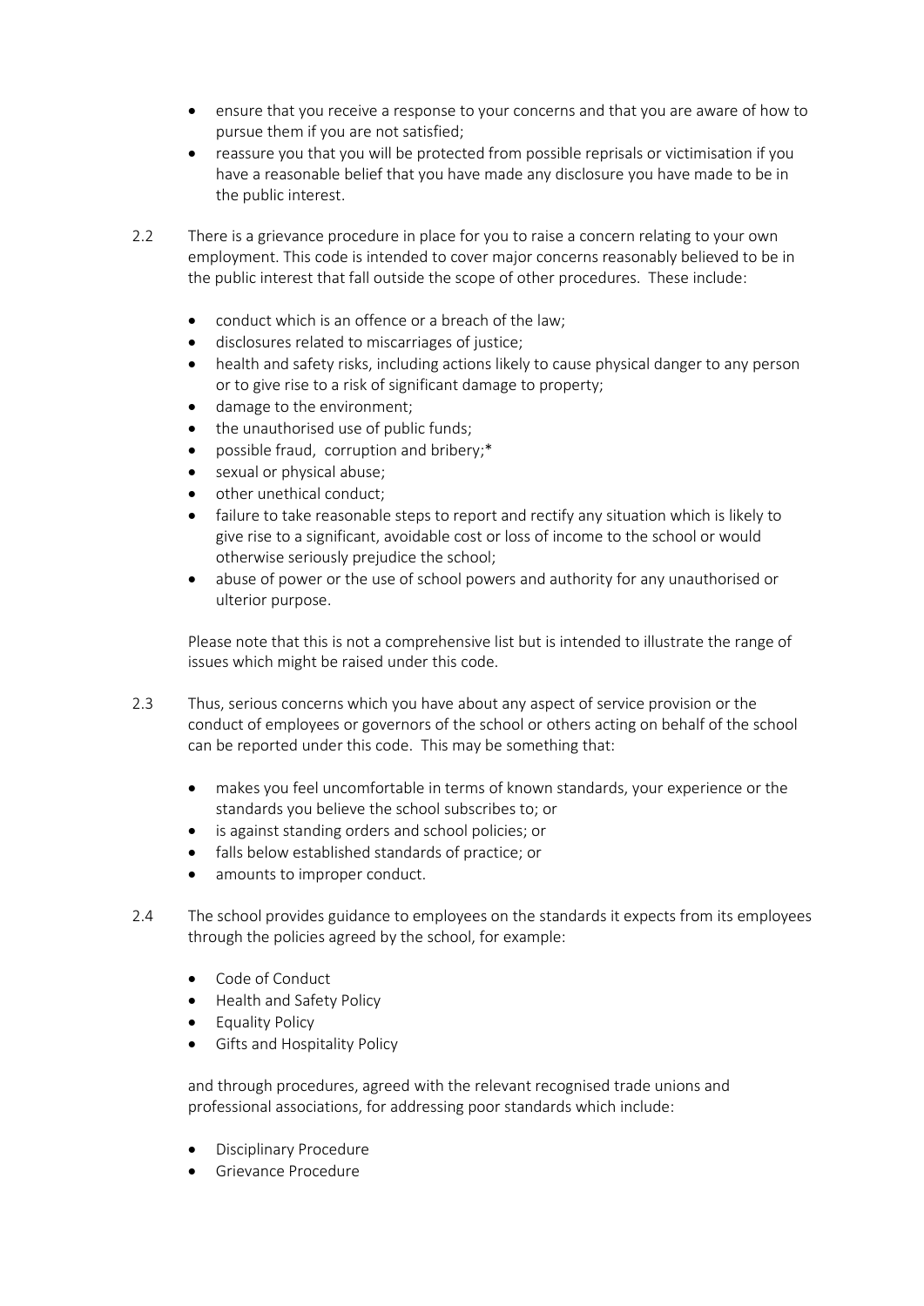- ensure that you receive a response to your concerns and that you are aware of how to pursue them if you are not satisfied;
- reassure you that you will be protected from possible reprisals or victimisation if you have a reasonable belief that you have made any disclosure you have made to be in the public interest.

2.2 There is a grievance procedure in place for you to raise a concern relating to your own employment. This code is intended to cover major concerns reasonably believed to be in the public interest that fall outside the scope of other procedures. These include:

- conduct which is an offence or a breach of the law;
- disclosures related to miscarriages of justice;
- health and safety risks, including actions likely to cause physical danger to any person or to give rise to a risk of significant damage to property;
- damage to the environment;
- the unauthorised use of public funds;
- possible fraud, corruption and bribery;*
- sexual or physical abuse;
- other unethical conduct;
- failure to take reasonable steps to report and rectify any situation which is likely to give rise to a significant, avoidable cost or loss of income to the school or would otherwise seriously prejudice the school;
- abuse of power or the use of school powers and authority for any unauthorised or ulterior purpose.

Please note that this is not a comprehensive list but is intended to illustrate the range of issues which might be raised under this code.

2.3 Thus, serious concerns which you have about any aspect of service provision or the conduct of employees or governors of the school or others acting on behalf of the school can be reported under this code. This may be something that:

- makes you feel uncomfortable in terms of known standards, your experience or the standards you believe the school subscribes to; or
- is against standing orders and school policies; or
- falls below established standards of practice; or
- amounts to improper conduct.

2.4 The school provides guidance to employees on the standards it expects from its employees through the policies agreed by the school, for example:

- Code of Conduct
- Health and Safety Policy
- Equality Policy
- Gifts and Hospitality Policy

and through procedures, agreed with the relevant recognised trade unions and professional associations, for addressing poor standards which include:

- Disciplinary Procedure
- Grievance Procedure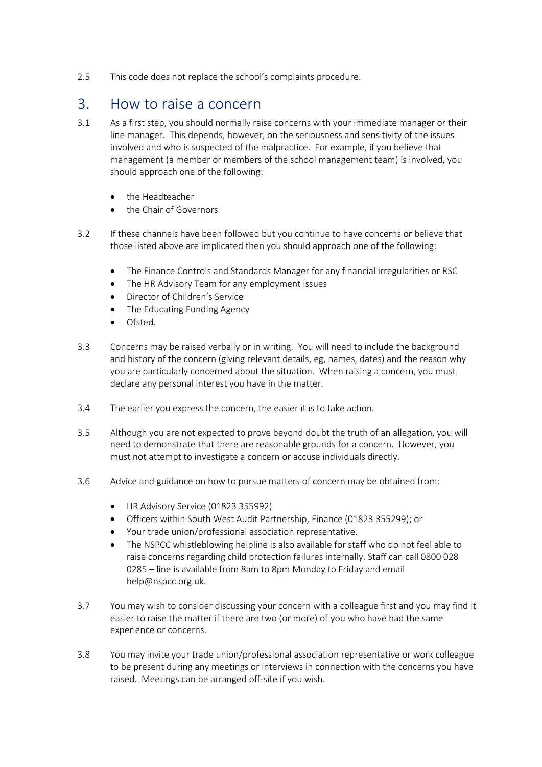2.5 This code does not replace the school's complaints procedure.

## 3. How to raise a concern

3.1 As a first step, you should normally raise concerns with your immediate manager or their line manager. This depends, however, on the seriousness and sensitivity of the issues involved and who is suspected of the malpractice. For example, if you believe that management (a member or members of the school management team) is involved, you should approach one of the following:

- the Headteacher
- the Chair of Governors

3.2 If these channels have been followed but you continue to have concerns or believe that those listed above are implicated then you should approach one of the following:

- The Finance Controls and Standards Manager for any financial irregularities or RSC
- The HR Advisory Team for any employment issues
- Director of Children's Service
- The Educating Funding Agency
- Ofsted.

3.3 Concerns may be raised verbally or in writing. You will need to include the background and history of the concern (giving relevant details, eg, names, dates) and the reason why you are particularly concerned about the situation. When raising a concern, you must declare any personal interest you have in the matter.

3.4 The earlier you express the concern, the easier it is to take action.

3.5 Although you are not expected to prove beyond doubt the truth of an allegation, you will need to demonstrate that there are reasonable grounds for a concern. However, you must not attempt to investigate a concern or accuse individuals directly.

3.6 Advice and guidance on how to pursue matters of concern may be obtained from:

- HR Advisory Service (01823 355992)
- Officers within South West Audit Partnership, Finance (01823 355299); or
- Your trade union/professional association representative.
- The NSPCC whistleblowing helpline is also available for staff who do not feel able to raise concerns regarding child protection failures internally. Staff can call 0800 028 0285 – line is available from 8am to 8pm Monday to Friday and email help@nspcc.org.uk.

3.7 You may wish to consider discussing your concern with a colleague first and you may find it easier to raise the matter if there are two (or more) of you who have had the same experience or concerns.

3.8 You may invite your trade union/professional association representative or work colleague to be present during any meetings or interviews in connection with the concerns you have raised. Meetings can be arranged off-site if you wish.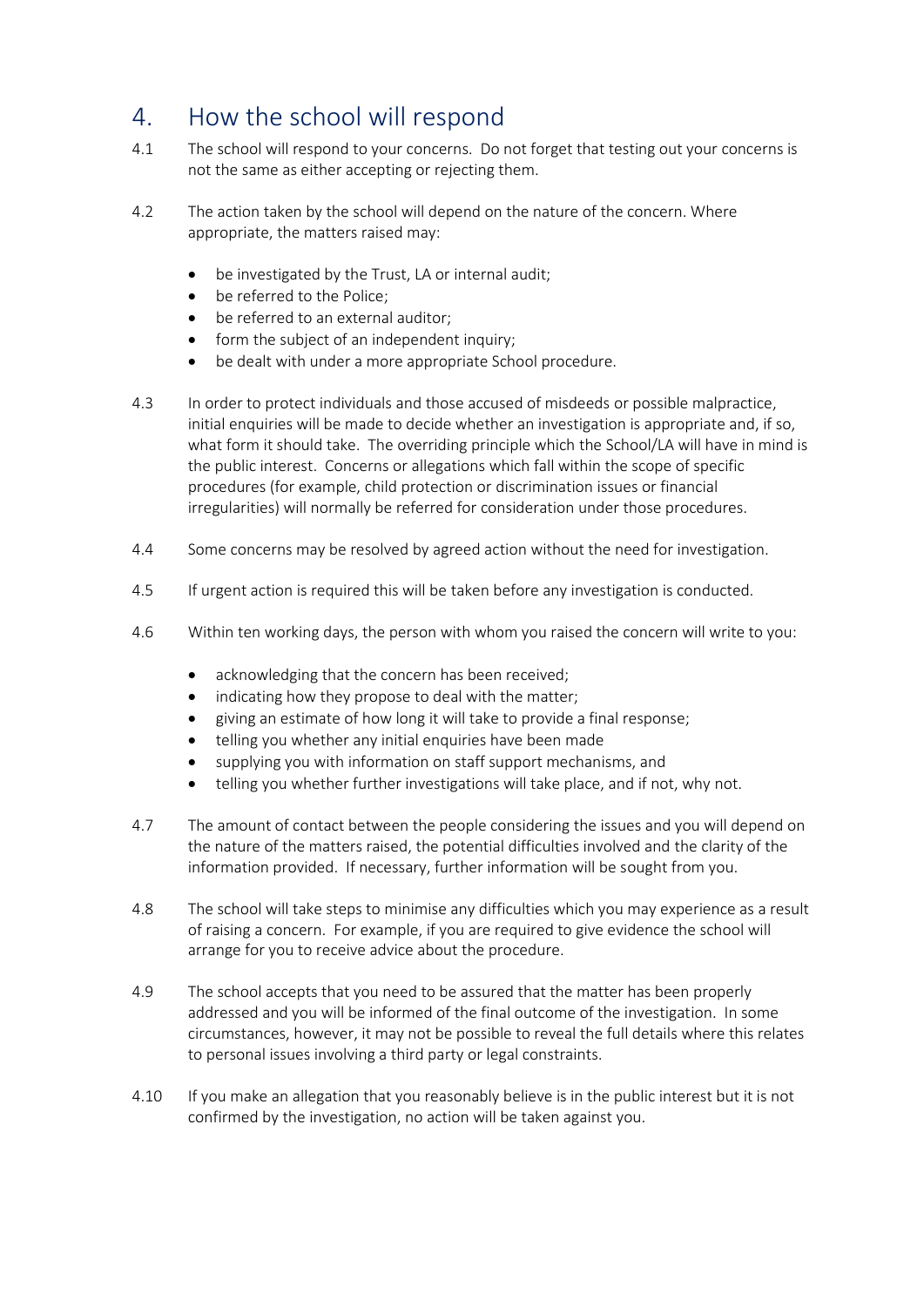## 4. How the school will respond

4.1 The school will respond to your concerns. Do not forget that testing out your concerns is not the same as either accepting or rejecting them.

4.2 The action taken by the school will depend on the nature of the concern. Where appropriate, the matters raised may:

- be investigated by the Trust, LA or internal audit;
- be referred to the Police;
- be referred to an external auditor;
- form the subject of an independent inquiry;
- be dealt with under a more appropriate School procedure.

4.3 In order to protect individuals and those accused of misdeeds or possible malpractice, initial enquiries will be made to decide whether an investigation is appropriate and, if so, what form it should take. The overriding principle which the School/LA will have in mind is the public interest. Concerns or allegations which fall within the scope of specific procedures (for example, child protection or discrimination issues or financial irregularities) will normally be referred for consideration under those procedures.

4.4 Some concerns may be resolved by agreed action without the need for investigation.

4.5 If urgent action is required this will be taken before any investigation is conducted.

4.6 Within ten working days, the person with whom you raised the concern will write to you:

- acknowledging that the concern has been received;
- indicating how they propose to deal with the matter;
- giving an estimate of how long it will take to provide a final response;
- telling you whether any initial enquiries have been made
- supplying you with information on staff support mechanisms, and
- telling you whether further investigations will take place, and if not, why not.

4.7 The amount of contact between the people considering the issues and you will depend on the nature of the matters raised, the potential difficulties involved and the clarity of the information provided. If necessary, further information will be sought from you.

4.8 The school will take steps to minimise any difficulties which you may experience as a result of raising a concern. For example, if you are required to give evidence the school will arrange for you to receive advice about the procedure.

4.9 The school accepts that you need to be assured that the matter has been properly addressed and you will be informed of the final outcome of the investigation. In some circumstances, however, it may not be possible to reveal the full details where this relates to personal issues involving a third party or legal constraints.

4.10 If you make an allegation that you reasonably believe is in the public interest but it is not confirmed by the investigation, no action will be taken against you.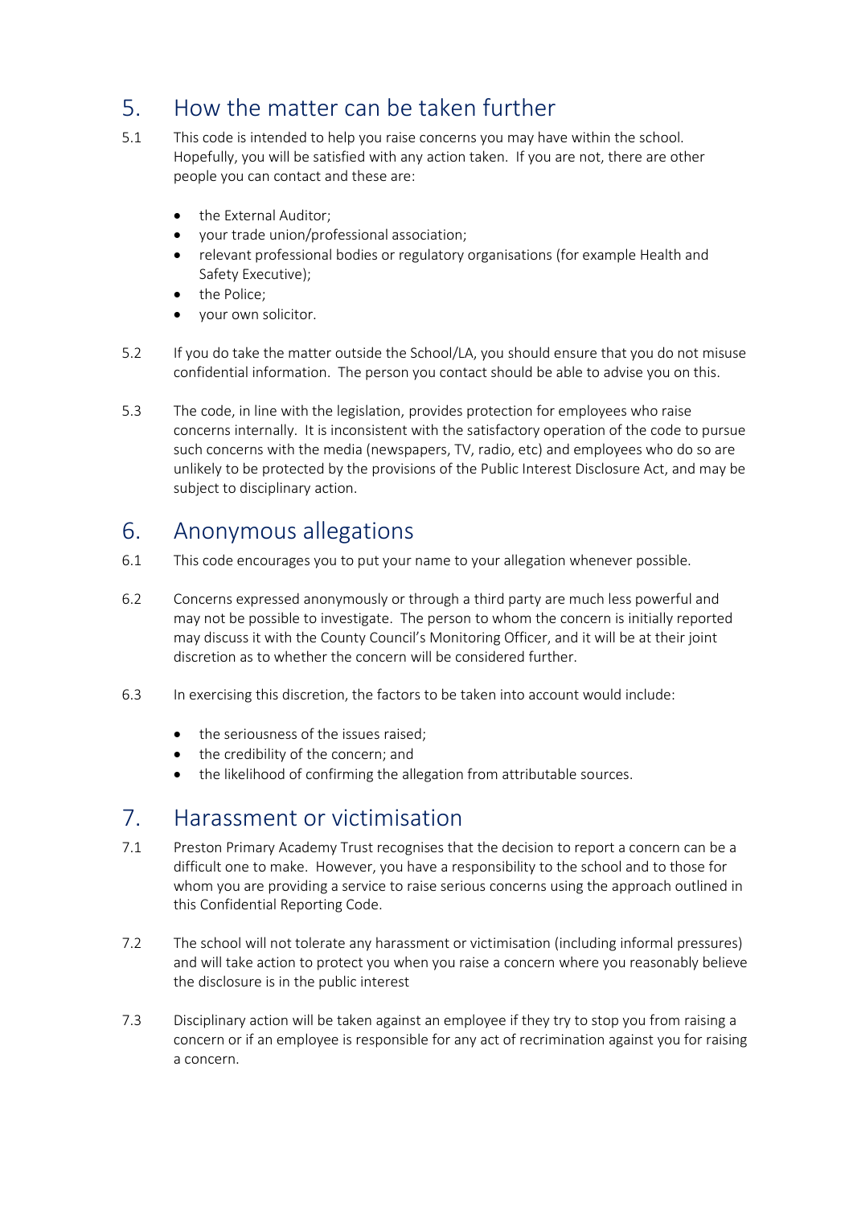## 5. How the matter can be taken further

5.1 This code is intended to help you raise concerns you may have within the school. Hopefully, you will be satisfied with any action taken. If you are not, there are other people you can contact and these are:

- the External Auditor;
- your trade union/professional association;
- relevant professional bodies or regulatory organisations (for example Health and Safety Executive);
- the Police;
- your own solicitor.

5.2 If you do take the matter outside the School/LA, you should ensure that you do not misuse confidential information. The person you contact should be able to advise you on this.

5.3 The code, in line with the legislation, provides protection for employees who raise concerns internally. It is inconsistent with the satisfactory operation of the code to pursue such concerns with the media (newspapers, TV, radio, etc) and employees who do so are unlikely to be protected by the provisions of the Public Interest Disclosure Act, and may be subject to disciplinary action.

## 6. Anonymous allegations

6.1 This code encourages you to put your name to your allegation whenever possible.

6.2 Concerns expressed anonymously or through a third party are much less powerful and may not be possible to investigate. The person to whom the concern is initially reported may discuss it with the County Council's Monitoring Officer, and it will be at their joint discretion as to whether the concern will be considered further.

6.3 In exercising this discretion, the factors to be taken into account would include:

- the seriousness of the issues raised;
- the credibility of the concern; and
- the likelihood of confirming the allegation from attributable sources.

## 7. Harassment or victimisation

7.1 Preston Primary Academy Trust recognises that the decision to report a concern can be a difficult one to make. However, you have a responsibility to the school and to those for whom you are providing a service to raise serious concerns using the approach outlined in this Confidential Reporting Code.

7.2 The school will not tolerate any harassment or victimisation (including informal pressures) and will take action to protect you when you raise a concern where you reasonably believe the disclosure is in the public interest

7.3 Disciplinary action will be taken against an employee if they try to stop you from raising a concern or if an employee is responsible for any act of recrimination against you for raising a concern.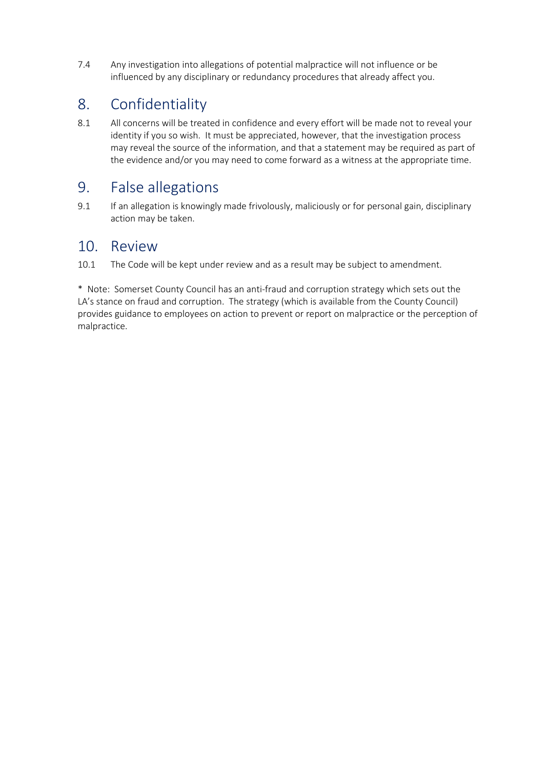7.4 Any investigation into allegations of potential malpractice will not influence or be influenced by any disciplinary or redundancy procedures that already affect you.

## 8. Confidentiality

8.1 All concerns will be treated in confidence and every effort will be made not to reveal your identity if you so wish. It must be appreciated, however, that the investigation process may reveal the source of the information, and that a statement may be required as part of the evidence and/or you may need to come forward as a witness at the appropriate time.

## 9. False allegations

9.1 If an allegation is knowingly made frivolously, maliciously or for personal gain, disciplinary action may be taken.

## 10. Review

10.1 The Code will be kept under review and as a result may be subject to amendment.

* Note: Somerset County Council has an anti-fraud and corruption strategy which sets out the LA's stance on fraud and corruption. The strategy (which is available from the County Council) provides guidance to employees on action to prevent or report on malpractice or the perception of malpractice.